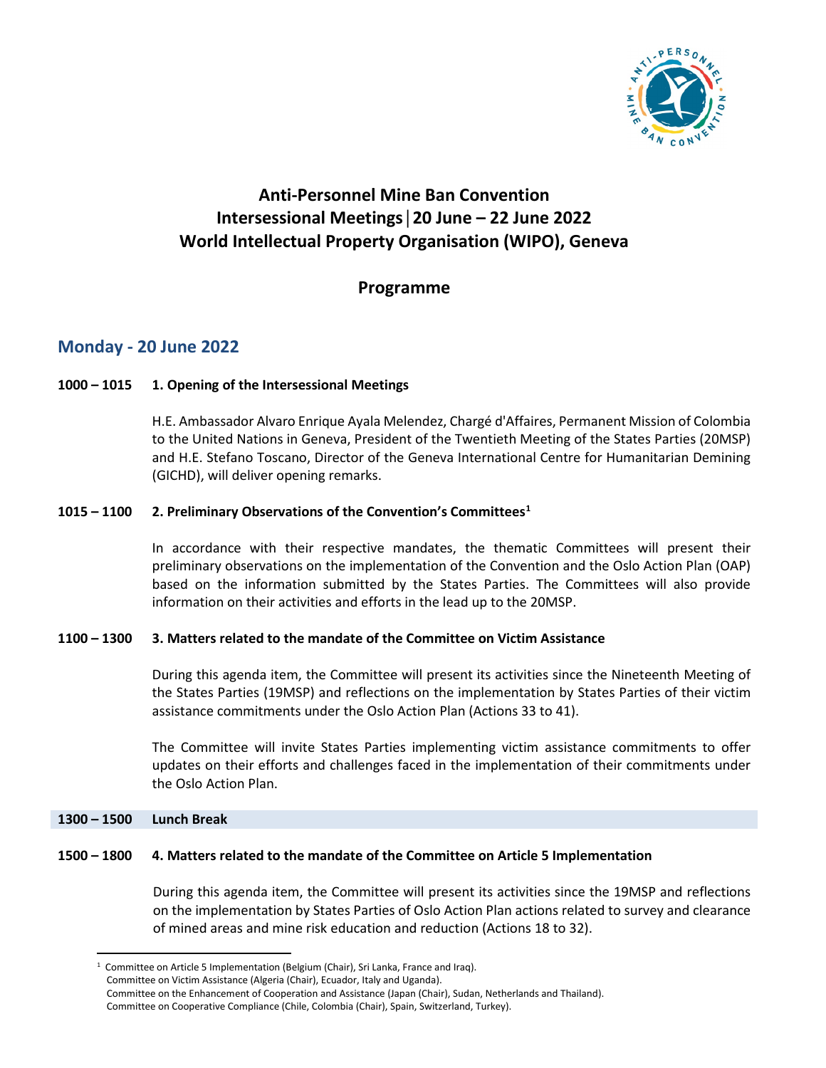# Anti-Personnel Mine Ban Convention
# Intersessional Meetings | 20 June – 22 June 2022
# World Intellectual Property Organisation (WIPO), Geneva

## Programme

## Monday - 20 June 2022

**1000 – 1015 1. Opening of the Intersessional Meetings**

H.E. Ambassador Alvaro Enrique Ayala Melendez, Chargé d'Affaires, Permanent Mission of Colombia to the United Nations in Geneva, President of the Twentieth Meeting of the States Parties (20MSP) and H.E. Stefano Toscano, Director of the Geneva International Centre for Humanitarian Demining (GICHD), will deliver opening remarks.

**1015 – 1100 2. Preliminary Observations of the Convention's Committees[1]**

In accordance with their respective mandates, the thematic Committees will present their preliminary observations on the implementation of the Convention and the Oslo Action Plan (OAP) based on the information submitted by the States Parties. The Committees will also provide information on their activities and efforts in the lead up to the 20MSP.

**1100 – 1300 3. Matters related to the mandate of the Committee on Victim Assistance**

During this agenda item, the Committee will present its activities since the Nineteenth Meeting of the States Parties (19MSP) and reflections on the implementation by States Parties of their victim assistance commitments under the Oslo Action Plan (Actions 33 to 41).

The Committee will invite States Parties implementing victim assistance commitments to offer updates on their efforts and challenges faced in the implementation of their commitments under the Oslo Action Plan.

**1300 – 1500 Lunch Break**

**1500 – 1800 4. Matters related to the mandate of the Committee on Article 5 Implementation**

During this agenda item, the Committee will present its activities since the 19MSP and reflections on the implementation by States Parties of Oslo Action Plan actions related to survey and clearance of mined areas and mine risk education and reduction (Actions 18 to 32).

---

[1] Committee on Article 5 Implementation (Belgium (Chair), Sri Lanka, France and Iraq).
Committee on Victim Assistance (Algeria (Chair), Ecuador, Italy and Uganda).
Committee on the Enhancement of Cooperation and Assistance (Japan (Chair), Sudan, Netherlands and Thailand).
Committee on Cooperative Compliance (Chile, Colombia (Chair), Spain, Switzerland, Turkey).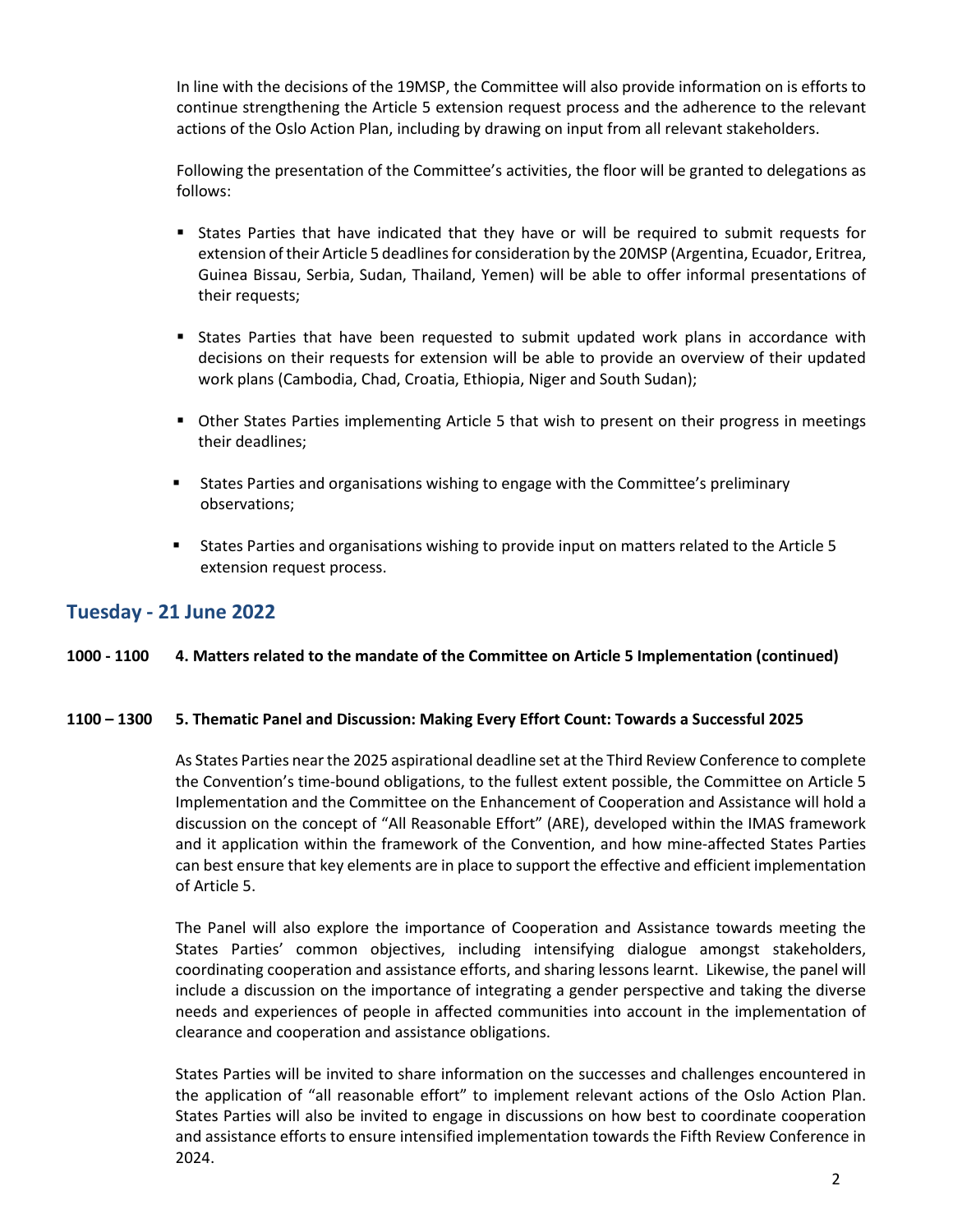In line with the decisions of the 19MSP, the Committee will also provide information on is efforts to continue strengthening the Article 5 extension request process and the adherence to the relevant actions of the Oslo Action Plan, including by drawing on input from all relevant stakeholders.

Following the presentation of the Committee's activities, the floor will be granted to delegations as follows:

- States Parties that have indicated that they have or will be required to submit requests for extension of their Article 5 deadlines for consideration by the 20MSP (Argentina, Ecuador, Eritrea, Guinea Bissau, Serbia, Sudan, Thailand, Yemen) will be able to offer informal presentations of their requests;
- States Parties that have been requested to submit updated work plans in accordance with decisions on their requests for extension will be able to provide an overview of their updated work plans (Cambodia, Chad, Croatia, Ethiopia, Niger and South Sudan);
- Other States Parties implementing Article 5 that wish to present on their progress in meetings their deadlines;
- States Parties and organisations wishing to engage with the Committee's preliminary observations;
- States Parties and organisations wishing to provide input on matters related to the Article 5 extension request process.

## Tuesday - 21 June 2022

**1000 - 1100 4. Matters related to the mandate of the Committee on Article 5 Implementation (continued)**

**1100 – 1300 5. Thematic Panel and Discussion: Making Every Effort Count: Towards a Successful 2025**

As States Parties near the 2025 aspirational deadline set at the Third Review Conference to complete the Convention's time-bound obligations, to the fullest extent possible, the Committee on Article 5 Implementation and the Committee on the Enhancement of Cooperation and Assistance will hold a discussion on the concept of "All Reasonable Effort" (ARE), developed within the IMAS framework and it application within the framework of the Convention, and how mine-affected States Parties can best ensure that key elements are in place to support the effective and efficient implementation of Article 5.

The Panel will also explore the importance of Cooperation and Assistance towards meeting the States Parties' common objectives, including intensifying dialogue amongst stakeholders, coordinating cooperation and assistance efforts, and sharing lessons learnt. Likewise, the panel will include a discussion on the importance of integrating a gender perspective and taking the diverse needs and experiences of people in affected communities into account in the implementation of clearance and cooperation and assistance obligations.

States Parties will be invited to share information on the successes and challenges encountered in the application of "all reasonable effort" to implement relevant actions of the Oslo Action Plan. States Parties will also be invited to engage in discussions on how best to coordinate cooperation and assistance efforts to ensure intensified implementation towards the Fifth Review Conference in 2024.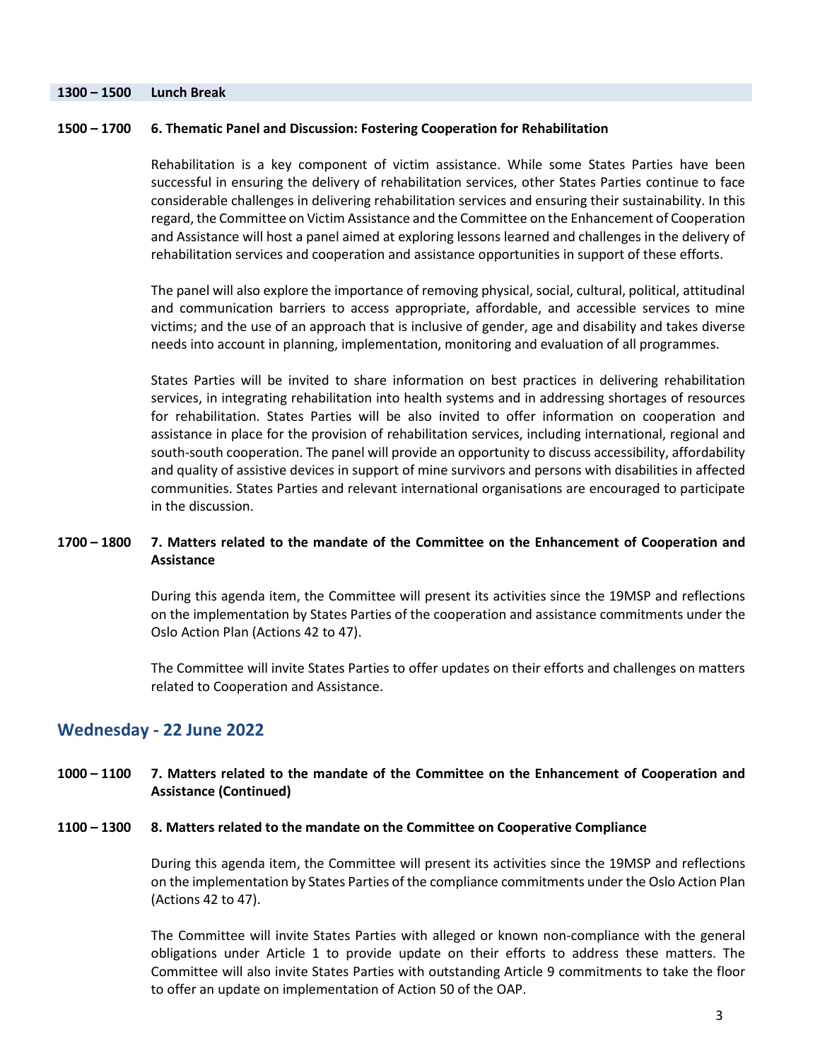**1300 – 1500 Lunch Break**

**1500 – 1700 6. Thematic Panel and Discussion: Fostering Cooperation for Rehabilitation**

Rehabilitation is a key component of victim assistance. While some States Parties have been successful in ensuring the delivery of rehabilitation services, other States Parties continue to face considerable challenges in delivering rehabilitation services and ensuring their sustainability. In this regard, the Committee on Victim Assistance and the Committee on the Enhancement of Cooperation and Assistance will host a panel aimed at exploring lessons learned and challenges in the delivery of rehabilitation services and cooperation and assistance opportunities in support of these efforts.

The panel will also explore the importance of removing physical, social, cultural, political, attitudinal and communication barriers to access appropriate, affordable, and accessible services to mine victims; and the use of an approach that is inclusive of gender, age and disability and takes diverse needs into account in planning, implementation, monitoring and evaluation of all programmes.

States Parties will be invited to share information on best practices in delivering rehabilitation services, in integrating rehabilitation into health systems and in addressing shortages of resources for rehabilitation. States Parties will be also invited to offer information on cooperation and assistance in place for the provision of rehabilitation services, including international, regional and south-south cooperation. The panel will provide an opportunity to discuss accessibility, affordability and quality of assistive devices in support of mine survivors and persons with disabilities in affected communities. States Parties and relevant international organisations are encouraged to participate in the discussion.

**1700 – 1800 7. Matters related to the mandate of the Committee on the Enhancement of Cooperation and Assistance**

During this agenda item, the Committee will present its activities since the 19MSP and reflections on the implementation by States Parties of the cooperation and assistance commitments under the Oslo Action Plan (Actions 42 to 47).

The Committee will invite States Parties to offer updates on their efforts and challenges on matters related to Cooperation and Assistance.

## Wednesday - 22 June 2022

**1000 – 1100 7. Matters related to the mandate of the Committee on the Enhancement of Cooperation and Assistance (Continued)**

**1100 – 1300 8. Matters related to the mandate on the Committee on Cooperative Compliance**

During this agenda item, the Committee will present its activities since the 19MSP and reflections on the implementation by States Parties of the compliance commitments under the Oslo Action Plan (Actions 42 to 47).

The Committee will invite States Parties with alleged or known non-compliance with the general obligations under Article 1 to provide update on their efforts to address these matters. The Committee will also invite States Parties with outstanding Article 9 commitments to take the floor to offer an update on implementation of Action 50 of the OAP.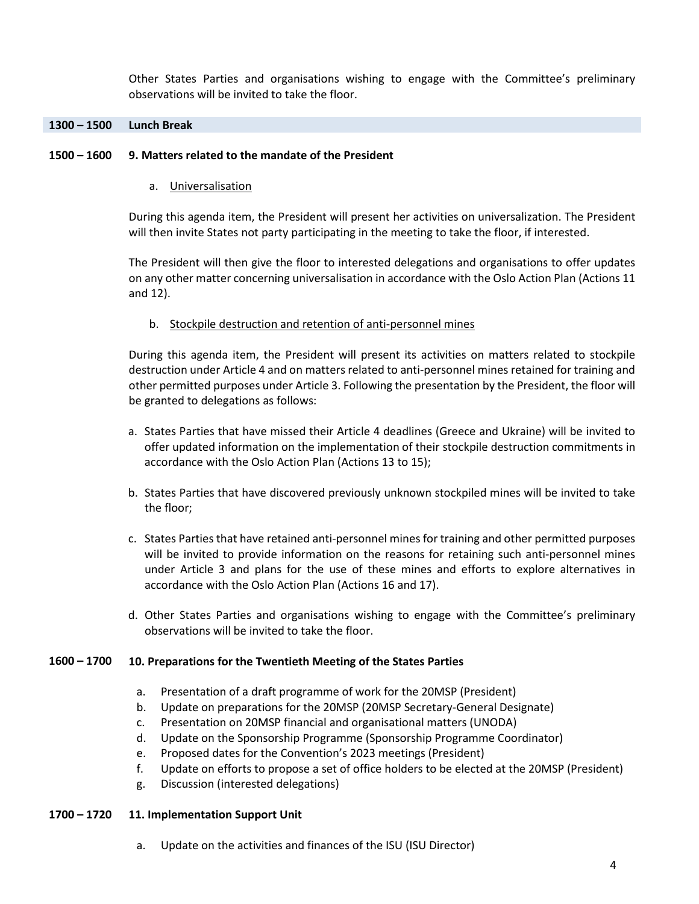Other States Parties and organisations wishing to engage with the Committee's preliminary observations will be invited to take the floor.

**1300 – 1500 Lunch Break**

**1500 – 1600 9. Matters related to the mandate of the President**

a. Universalisation

During this agenda item, the President will present her activities on universalization. The President will then invite States not party participating in the meeting to take the floor, if interested.

The President will then give the floor to interested delegations and organisations to offer updates on any other matter concerning universalisation in accordance with the Oslo Action Plan (Actions 11 and 12).

b. Stockpile destruction and retention of anti-personnel mines

During this agenda item, the President will present its activities on matters related to stockpile destruction under Article 4 and on matters related to anti-personnel mines retained for training and other permitted purposes under Article 3. Following the presentation by the President, the floor will be granted to delegations as follows:

a. States Parties that have missed their Article 4 deadlines (Greece and Ukraine) will be invited to offer updated information on the implementation of their stockpile destruction commitments in accordance with the Oslo Action Plan (Actions 13 to 15);

b. States Parties that have discovered previously unknown stockpiled mines will be invited to take the floor;

c. States Parties that have retained anti-personnel mines for training and other permitted purposes will be invited to provide information on the reasons for retaining such anti-personnel mines under Article 3 and plans for the use of these mines and efforts to explore alternatives in accordance with the Oslo Action Plan (Actions 16 and 17).

d. Other States Parties and organisations wishing to engage with the Committee's preliminary observations will be invited to take the floor.

**1600 – 1700 10. Preparations for the Twentieth Meeting of the States Parties**

a. Presentation of a draft programme of work for the 20MSP (President)
b. Update on preparations for the 20MSP (20MSP Secretary-General Designate)
c. Presentation on 20MSP financial and organisational matters (UNODA)
d. Update on the Sponsorship Programme (Sponsorship Programme Coordinator)
e. Proposed dates for the Convention's 2023 meetings (President)
f. Update on efforts to propose a set of office holders to be elected at the 20MSP (President)
g. Discussion (interested delegations)

**1700 – 1720 11. Implementation Support Unit**

a. Update on the activities and finances of the ISU (ISU Director)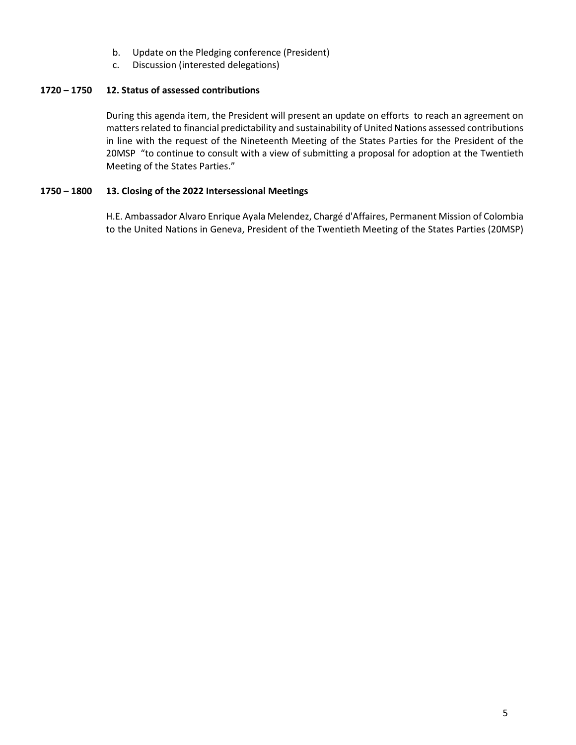b. Update on the Pledging conference (President)
c. Discussion (interested delegations)

**1720 – 1750 12. Status of assessed contributions**

During this agenda item, the President will present an update on efforts to reach an agreement on matters related to financial predictability and sustainability of United Nations assessed contributions in line with the request of the Nineteenth Meeting of the States Parties for the President of the 20MSP "to continue to consult with a view of submitting a proposal for adoption at the Twentieth Meeting of the States Parties."

**1750 – 1800 13. Closing of the 2022 Intersessional Meetings**

H.E. Ambassador Alvaro Enrique Ayala Melendez, Chargé d'Affaires, Permanent Mission of Colombia to the United Nations in Geneva, President of the Twentieth Meeting of the States Parties (20MSP)